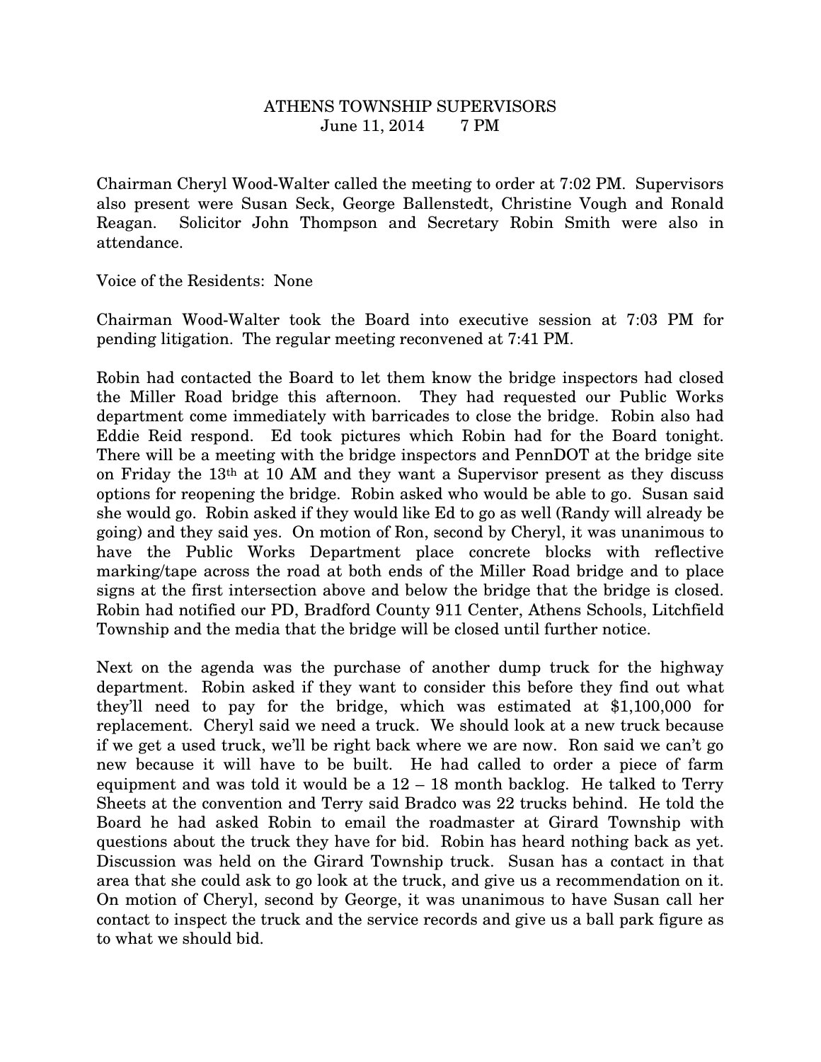# ATHENS TOWNSHIP SUPERVISORS

June 11, 2014 7 PM

Chairman Cheryl Wood-Walter called the meeting to order at 7:02 PM. Supervisors also present were Susan Seck, George Ballenstedt, Christine Vough and Ronald Reagan. Solicitor John Thompson and Secretary Robin Smith were also in attendance.

Voice of the Residents: None

Chairman Wood-Walter took the Board into executive session at 7:03 PM for pending litigation. The regular meeting reconvened at 7:41 PM.

Robin had contacted the Board to let them know the bridge inspectors had closed the Miller Road bridge this afternoon. They had requested our Public Works department come immediately with barricades to close the bridge. Robin also had Eddie Reid respond. Ed took pictures which Robin had for the Board tonight. There will be a meeting with the bridge inspectors and PennDOT at the bridge site on Friday the 13th at 10 AM and they want a Supervisor present as they discuss options for reopening the bridge. Robin asked who would be able to go. Susan said she would go. Robin asked if they would like Ed to go as well (Randy will already be going) and they said yes. On motion of Ron, second by Cheryl, it was unanimous to have the Public Works Department place concrete blocks with reflective marking/tape across the road at both ends of the Miller Road bridge and to place signs at the first intersection above and below the bridge that the bridge is closed. Robin had notified our PD, Bradford County 911 Center, Athens Schools, Litchfield Township and the media that the bridge will be closed until further notice.

Next on the agenda was the purchase of another dump truck for the highway department. Robin asked if they want to consider this before they find out what they'll need to pay for the bridge, which was estimated at $1,100,000 for replacement. Cheryl said we need a truck. We should look at a new truck because if we get a used truck, we'll be right back where we are now. Ron said we can't go new because it will have to be built. He had called to order a piece of farm equipment and was told it would be a 12 – 18 month backlog. He talked to Terry Sheets at the convention and Terry said Bradco was 22 trucks behind. He told the Board he had asked Robin to email the roadmaster at Girard Township with questions about the truck they have for bid. Robin has heard nothing back as yet. Discussion was held on the Girard Township truck. Susan has a contact in that area that she could ask to go look at the truck, and give us a recommendation on it. On motion of Cheryl, second by George, it was unanimous to have Susan call her contact to inspect the truck and the service records and give us a ball park figure as to what we should bid.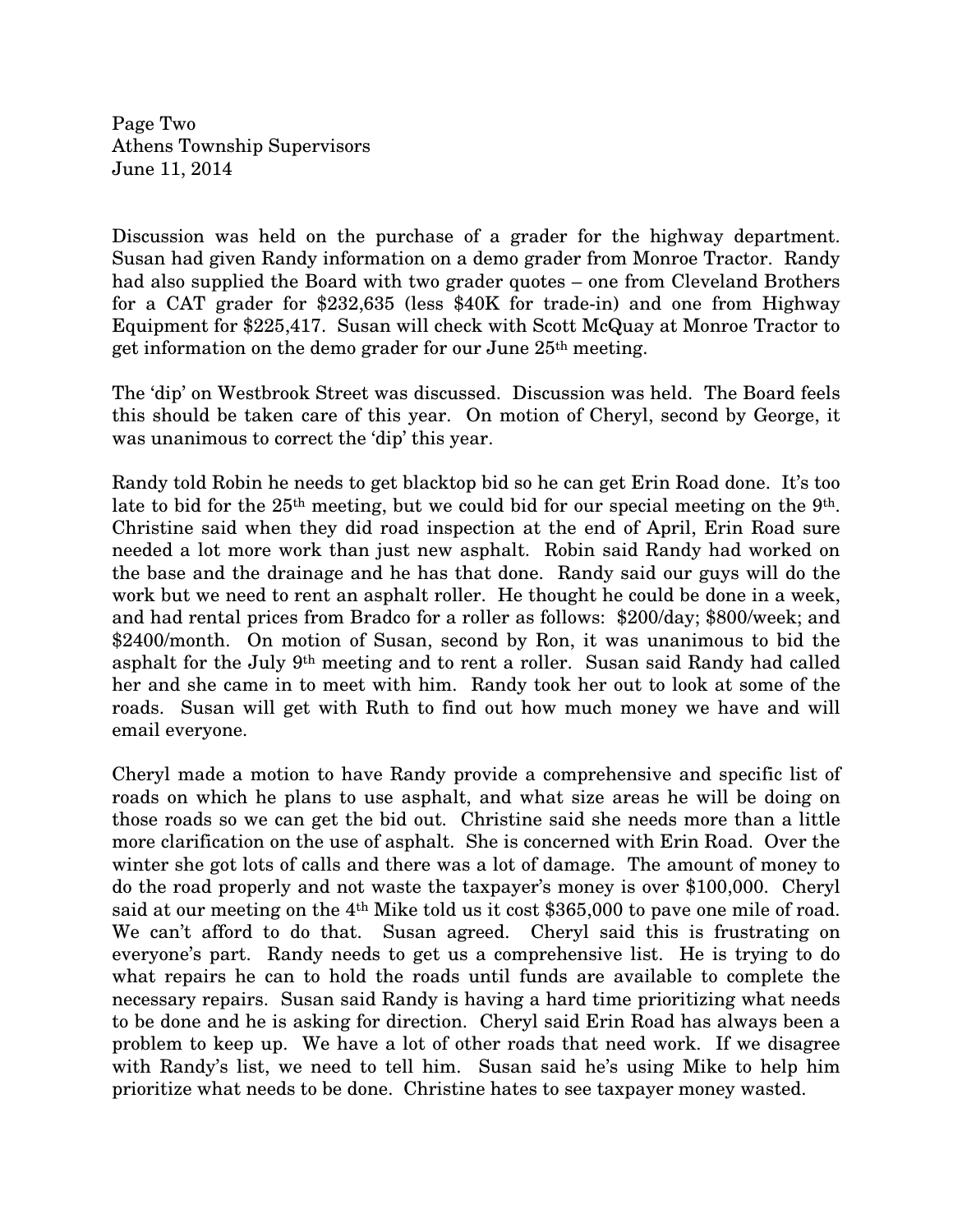Discussion was held on the purchase of a grader for the highway department. Susan had given Randy information on a demo grader from Monroe Tractor. Randy had also supplied the Board with two grader quotes – one from Cleveland Brothers for a CAT grader for $232,635 (less $40K for trade-in) and one from Highway Equipment for $225,417. Susan will check with Scott McQuay at Monroe Tractor to get information on the demo grader for our June 25th meeting.

The 'dip' on Westbrook Street was discussed. Discussion was held. The Board feels this should be taken care of this year. On motion of Cheryl, second by George, it was unanimous to correct the 'dip' this year.

Randy told Robin he needs to get blacktop bid so he can get Erin Road done. It's too late to bid for the 25th meeting, but we could bid for our special meeting on the 9th. Christine said when they did road inspection at the end of April, Erin Road sure needed a lot more work than just new asphalt. Robin said Randy had worked on the base and the drainage and he has that done. Randy said our guys will do the work but we need to rent an asphalt roller. He thought he could be done in a week, and had rental prices from Bradco for a roller as follows: $200/day; $800/week; and $2400/month. On motion of Susan, second by Ron, it was unanimous to bid the asphalt for the July 9th meeting and to rent a roller. Susan said Randy had called her and she came in to meet with him. Randy took her out to look at some of the roads. Susan will get with Ruth to find out how much money we have and will email everyone.

Cheryl made a motion to have Randy provide a comprehensive and specific list of roads on which he plans to use asphalt, and what size areas he will be doing on those roads so we can get the bid out. Christine said she needs more than a little more clarification on the use of asphalt. She is concerned with Erin Road. Over the winter she got lots of calls and there was a lot of damage. The amount of money to do the road properly and not waste the taxpayer's money is over $100,000. Cheryl said at our meeting on the 4th Mike told us it cost $365,000 to pave one mile of road. We can't afford to do that. Susan agreed. Cheryl said this is frustrating on everyone's part. Randy needs to get us a comprehensive list. He is trying to do what repairs he can to hold the roads until funds are available to complete the necessary repairs. Susan said Randy is having a hard time prioritizing what needs to be done and he is asking for direction. Cheryl said Erin Road has always been a problem to keep up. We have a lot of other roads that need work. If we disagree with Randy's list, we need to tell him. Susan said he's using Mike to help him prioritize what needs to be done. Christine hates to see taxpayer money wasted.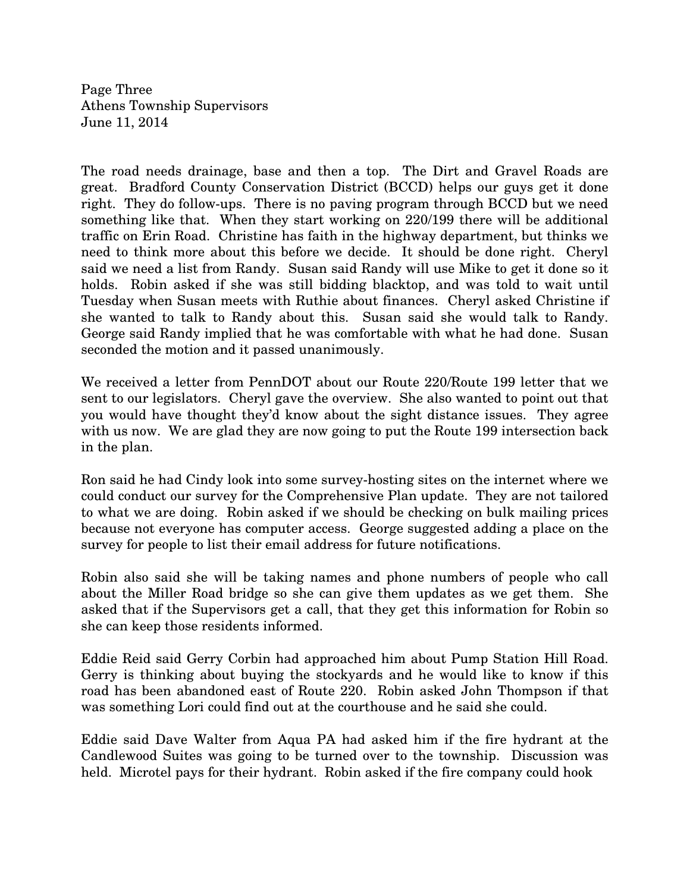The road needs drainage, base and then a top. The Dirt and Gravel Roads are great. Bradford County Conservation District (BCCD) helps our guys get it done right. They do follow-ups. There is no paving program through BCCD but we need something like that. When they start working on 220/199 there will be additional traffic on Erin Road. Christine has faith in the highway department, but thinks we need to think more about this before we decide. It should be done right. Cheryl said we need a list from Randy. Susan said Randy will use Mike to get it done so it holds. Robin asked if she was still bidding blacktop, and was told to wait until Tuesday when Susan meets with Ruthie about finances. Cheryl asked Christine if she wanted to talk to Randy about this. Susan said she would talk to Randy. George said Randy implied that he was comfortable with what he had done. Susan seconded the motion and it passed unanimously.

We received a letter from PennDOT about our Route 220/Route 199 letter that we sent to our legislators. Cheryl gave the overview. She also wanted to point out that you would have thought they'd know about the sight distance issues. They agree with us now. We are glad they are now going to put the Route 199 intersection back in the plan.

Ron said he had Cindy look into some survey-hosting sites on the internet where we could conduct our survey for the Comprehensive Plan update. They are not tailored to what we are doing. Robin asked if we should be checking on bulk mailing prices because not everyone has computer access. George suggested adding a place on the survey for people to list their email address for future notifications.

Robin also said she will be taking names and phone numbers of people who call about the Miller Road bridge so she can give them updates as we get them. She asked that if the Supervisors get a call, that they get this information for Robin so she can keep those residents informed.

Eddie Reid said Gerry Corbin had approached him about Pump Station Hill Road. Gerry is thinking about buying the stockyards and he would like to know if this road has been abandoned east of Route 220. Robin asked John Thompson if that was something Lori could find out at the courthouse and he said she could.

Eddie said Dave Walter from Aqua PA had asked him if the fire hydrant at the Candlewood Suites was going to be turned over to the township. Discussion was held. Microtel pays for their hydrant. Robin asked if the fire company could hook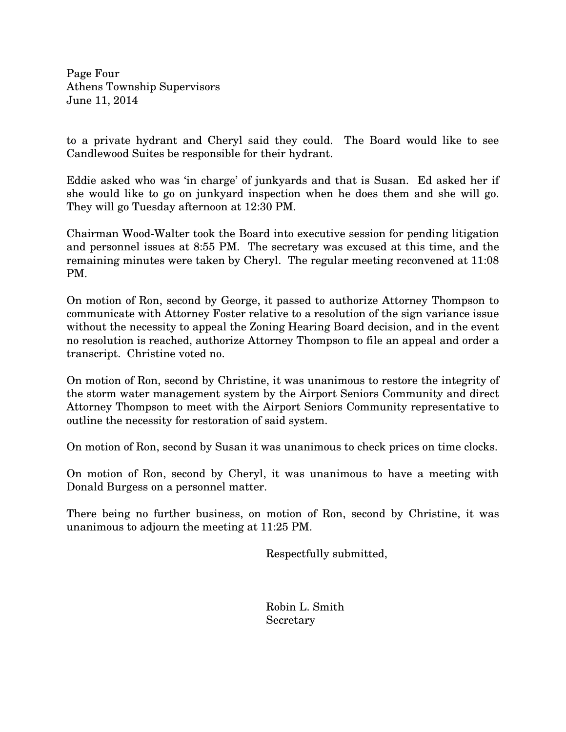to a private hydrant and Cheryl said they could. The Board would like to see Candlewood Suites be responsible for their hydrant.

Eddie asked who was 'in charge' of junkyards and that is Susan. Ed asked her if she would like to go on junkyard inspection when he does them and she will go. They will go Tuesday afternoon at 12:30 PM.

Chairman Wood-Walter took the Board into executive session for pending litigation and personnel issues at 8:55 PM. The secretary was excused at this time, and the remaining minutes were taken by Cheryl. The regular meeting reconvened at 11:08 PM.

On motion of Ron, second by George, it passed to authorize Attorney Thompson to communicate with Attorney Foster relative to a resolution of the sign variance issue without the necessity to appeal the Zoning Hearing Board decision, and in the event no resolution is reached, authorize Attorney Thompson to file an appeal and order a transcript. Christine voted no.

On motion of Ron, second by Christine, it was unanimous to restore the integrity of the storm water management system by the Airport Seniors Community and direct Attorney Thompson to meet with the Airport Seniors Community representative to outline the necessity for restoration of said system.

On motion of Ron, second by Susan it was unanimous to check prices on time clocks.

On motion of Ron, second by Cheryl, it was unanimous to have a meeting with Donald Burgess on a personnel matter.

There being no further business, on motion of Ron, second by Christine, it was unanimous to adjourn the meeting at 11:25 PM.

Respectfully submitted,

Robin L. Smith
Secretary